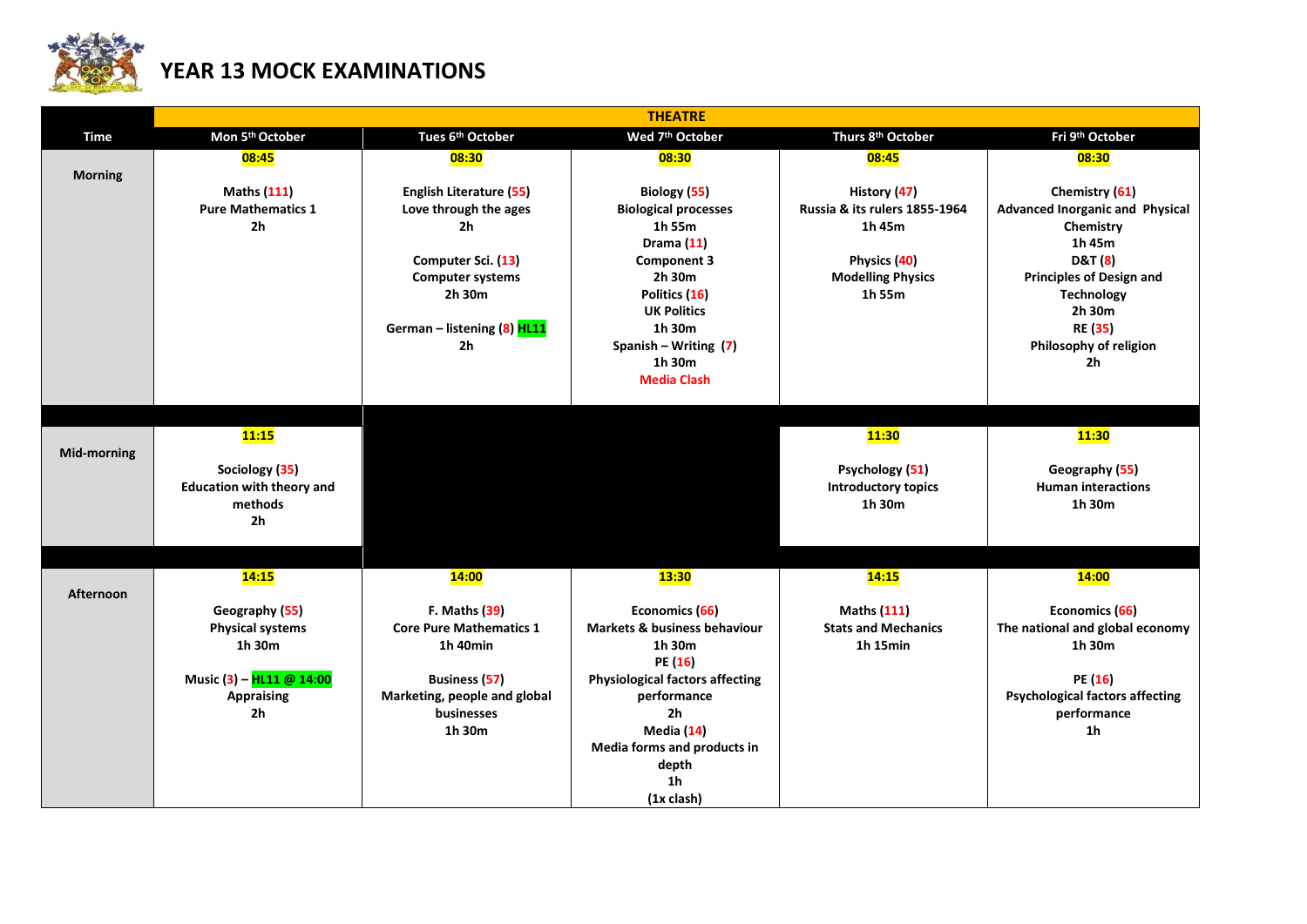# YEAR 13 MOCK EXAMINATIONS

| Time | THEATRE | | | | |
|---|---|---|---|---|---|
| | Mon 5th October | Tues 6th October | Wed 7th October | Thurs 8th October | Fri 9th October |
| Morning | 08:45<br><br>Maths (111)<br>Pure Mathematics 1<br>2h | 08:30<br><br>English Literature (55)<br>Love through the ages<br>2h<br><br>Computer Sci. (13)<br>Computer systems<br>2h 30m<br><br>German – listening (8) HL11<br>2h | 08:30<br><br>Biology (55)<br>Biological processes<br>1h 55m<br>Drama (11)<br>Component 3<br>2h 30m<br>Politics (16)<br>UK Politics<br>1h 30m<br>Spanish – Writing (7)<br>1h 30m<br>Media Clash | 08:45<br><br>History (47)<br>Russia & its rulers 1855-1964<br>1h 45m<br><br>Physics (40)<br>Modelling Physics<br>1h 55m | 08:30<br><br>Chemistry (61)<br>Advanced Inorganic and Physical Chemistry<br>1h 45m<br>D&T (8)<br>Principles of Design and Technology<br>2h 30m<br>RE (35)<br>Philosophy of religion<br>2h |
| Mid-morning | 11:15<br><br>Sociology (35)<br>Education with theory and methods<br>2h | | | 11:30<br><br>Psychology (51)<br>Introductory topics<br>1h 30m | 11:30<br><br>Geography (55)<br>Human interactions<br>1h 30m |
| Afternoon | 14:15<br><br>Geography (55)<br>Physical systems<br>1h 30m<br><br>Music (3) – HL11 @ 14:00<br>Appraising<br>2h | 14:00<br><br>F. Maths (39)<br>Core Pure Mathematics 1<br>1h 40min<br><br>Business (57)<br>Marketing, people and global businesses<br>1h 30m | 13:30<br><br>Economics (66)<br>Markets & business behaviour<br>1h 30m<br>PE (16)<br>Physiological factors affecting performance<br>2h<br>Media (14)<br>Media forms and products in depth<br>1h<br>(1x clash) | 14:15<br><br>Maths (111)<br>Stats and Mechanics<br>1h 15min | 14:00<br><br>Economics (66)<br>The national and global economy<br>1h 30m<br><br>PE (16)<br>Psychological factors affecting performance<br>1h |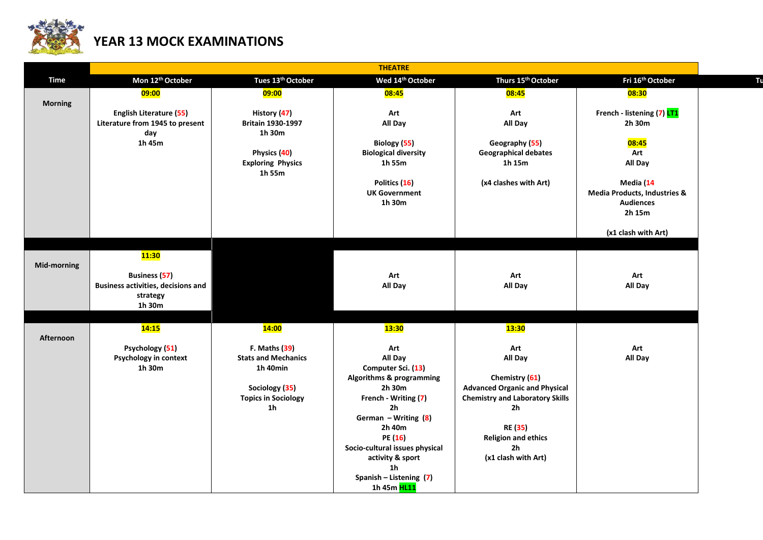# YEAR 13 MOCK EXAMINATIONS

| Time | THEATRE Mon 12th October | Tues 13th October | Wed 14th October | Thurs 15th October | Fri 16th October |
|---|---|---|---|---|---|
| Morning | 09:00<br><br>English Literature (55)<br>Literature from 1945 to present day<br>1h 45m | 09:00<br><br>History (47)<br>Britain 1930-1997<br>1h 30m<br><br>Physics (40)<br>Exploring Physics<br>1h 55m | 08:45<br><br>Art<br>All Day<br><br>Biology (55)<br>Biological diversity<br>1h 55m<br><br>Politics (16)<br>UK Government<br>1h 30m | 08:45<br><br>Art<br>All Day<br><br>Geography (55)<br>Geographical debates<br>1h 15m<br><br>(x4 clashes with Art) | 08:30<br><br>French - listening (7) LT1<br>2h 30m<br><br>08:45<br>Art<br>All Day<br><br>Media (14<br>Media Products, Industries & Audiences<br>2h 15m<br><br>(x1 clash with Art) |
| Mid-morning | 11:30<br><br>Business (57)<br>Business activities, decisions and strategy<br>1h 30m | | Art<br>All Day | Art<br>All Day | Art<br>All Day |
| Afternoon | 14:15<br><br>Psychology (51)<br>Psychology in context<br>1h 30m | 14:00<br><br>F. Maths (39)<br>Stats and Mechanics<br>1h 40min<br><br>Sociology (35)<br>Topics in Sociology<br>1h | 13:30<br><br>Art<br>All Day<br>Computer Sci. (13)<br>Algorithms & programming<br>2h 30m<br>French - Writing (7)<br>2h<br>German – Writing (8)<br>2h 40m<br>PE (16)<br>Socio-cultural issues physical activity & sport<br>1h<br>Spanish – Listening (7)<br>1h 45m HL11 | 13:30<br><br>Art<br>All Day<br><br>Chemistry (61)<br>Advanced Organic and Physical Chemistry and Laboratory Skills<br>2h<br><br>RE (35)<br>Religion and ethics<br>2h<br>(x1 clash with Art) | Art<br>All Day |